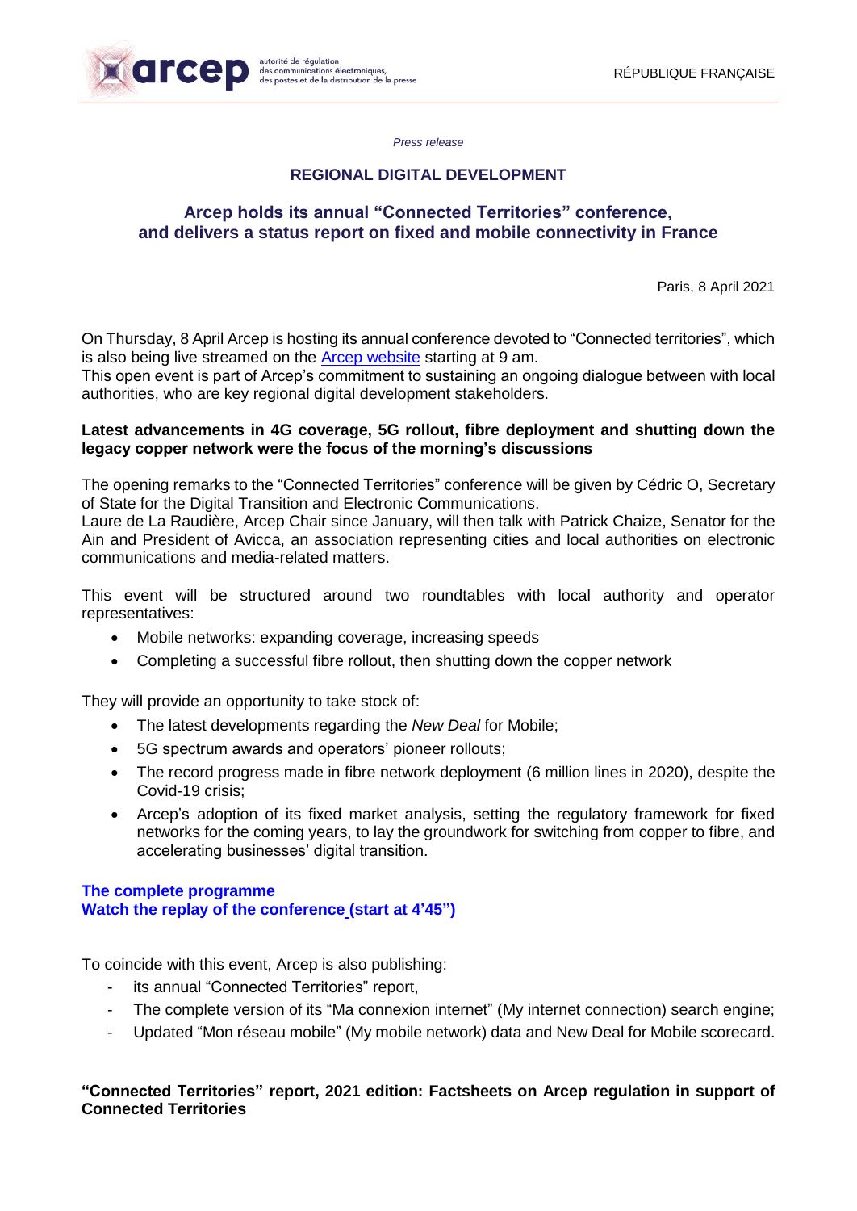arcep autorité de régulation des communications électroniques, des postes et de la distribution de la presse

RÉPUBLIQUE FRANÇAISE

*Press release*

## REGIONAL DIGITAL DEVELOPMENT

# Arcep holds its annual "Connected Territories" conference, and delivers a status report on fixed and mobile connectivity in France

Paris, 8 April 2021

On Thursday, 8 April Arcep is hosting its annual conference devoted to "Connected territories", which is also being live streamed on the Arcep website starting at 9 am.
This open event is part of Arcep's commitment to sustaining an ongoing dialogue between with local authorities, who are key regional digital development stakeholders.

**Latest advancements in 4G coverage, 5G rollout, fibre deployment and shutting down the legacy copper network were the focus of the morning's discussions**

The opening remarks to the "Connected Territories" conference will be given by Cédric O, Secretary of State for the Digital Transition and Electronic Communications.
Laure de La Raudière, Arcep Chair since January, will then talk with Patrick Chaize, Senator for the Ain and President of Avicca, an association representing cities and local authorities on electronic communications and media-related matters.

This event will be structured around two roundtables with local authority and operator representatives:

- Mobile networks: expanding coverage, increasing speeds
- Completing a successful fibre rollout, then shutting down the copper network

They will provide an opportunity to take stock of:

- The latest developments regarding the *New Deal* for Mobile;
- 5G spectrum awards and operators' pioneer rollouts;
- The record progress made in fibre network deployment (6 million lines in 2020), despite the Covid-19 crisis;
- Arcep's adoption of its fixed market analysis, setting the regulatory framework for fixed networks for the coming years, to lay the groundwork for switching from copper to fibre, and accelerating businesses' digital transition.

**The complete programme**
**Watch the replay of the conference (start at 4'45")**

To coincide with this event, Arcep is also publishing:

- its annual "Connected Territories" report,
- The complete version of its "Ma connexion internet" (My internet connection) search engine;
- Updated "Mon réseau mobile" (My mobile network) data and New Deal for Mobile scorecard.

**"Connected Territories" report, 2021 edition: Factsheets on Arcep regulation in support of Connected Territories**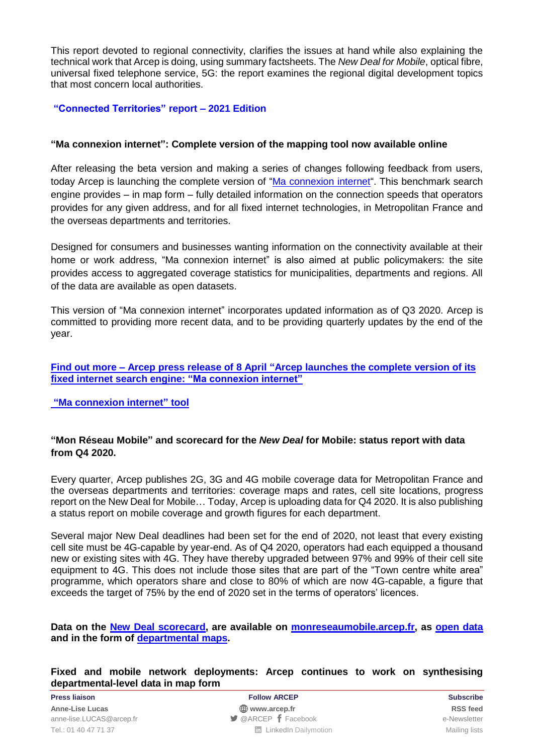This report devoted to regional connectivity, clarifies the issues at hand while also explaining the technical work that Arcep is doing, using summary factsheets. The *New Deal for Mobile*, optical fibre, universal fixed telephone service, 5G: the report examines the regional digital development topics that most concern local authorities.

**"Connected Territories" report – 2021 Edition**

**"Ma connexion internet": Complete version of the mapping tool now available online**

After releasing the beta version and making a series of changes following feedback from users, today Arcep is launching the complete version of "Ma connexion internet". This benchmark search engine provides – in map form – fully detailed information on the connection speeds that operators provides for any given address, and for all fixed internet technologies, in Metropolitan France and the overseas departments and territories.

Designed for consumers and businesses wanting information on the connectivity available at their home or work address, "Ma connexion internet" is also aimed at public policymakers: the site provides access to aggregated coverage statistics for municipalities, departments and regions. All of the data are available as open datasets.

This version of "Ma connexion internet" incorporates updated information as of Q3 2020. Arcep is committed to providing more recent data, and to be providing quarterly updates by the end of the year.

**Find out more – Arcep press release of 8 April "Arcep launches the complete version of its fixed internet search engine: "Ma connexion internet"**

**"Ma connexion internet" tool**

**"Mon Réseau Mobile" and scorecard for the *New Deal* for Mobile: status report with data from Q4 2020.**

Every quarter, Arcep publishes 2G, 3G and 4G mobile coverage data for Metropolitan France and the overseas departments and territories: coverage maps and rates, cell site locations, progress report on the New Deal for Mobile… Today, Arcep is uploading data for Q4 2020. It is also publishing a status report on mobile coverage and growth figures for each department.

Several major New Deal deadlines had been set for the end of 2020, not least that every existing cell site must be 4G-capable by year-end. As of Q4 2020, operators had each equipped a thousand new or existing sites with 4G. They have thereby upgraded between 97% and 99% of their cell site equipment to 4G. This does not include those sites that are part of the "Town centre white area" programme, which operators share and close to 80% of which are now 4G-capable, a figure that exceeds the target of 75% by the end of 2020 set in the terms of operators' licences.

**Data on the New Deal scorecard, are available on monreseaumobile.arcep.fr, as open data and in the form of departmental maps.**

**Fixed and mobile network deployments: Arcep continues to work on synthesising departmental-level data in map form**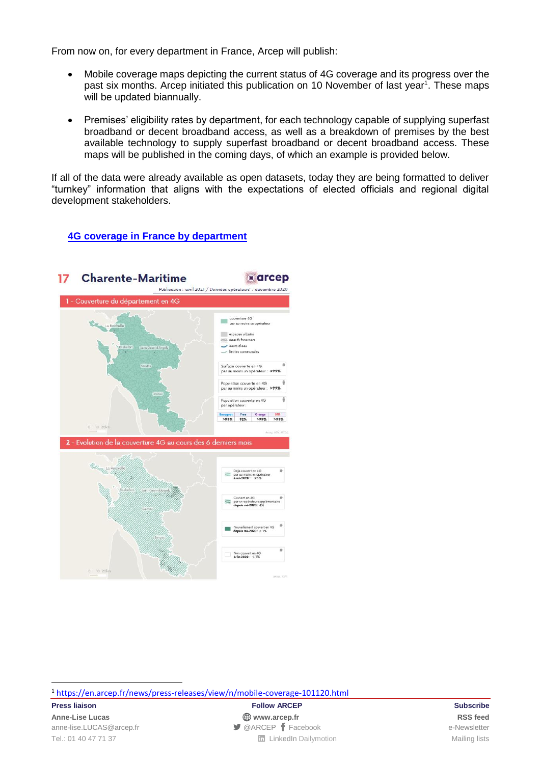From now on, for every department in France, Arcep will publish:

- Mobile coverage maps depicting the current status of 4G coverage and its progress over the past six months. Arcep initiated this publication on 10 November of last year[1]. These maps will be updated biannually.
- Premises' eligibility rates by department, for each technology capable of supplying superfast broadband or decent broadband access, as well as a breakdown of premises by the best available technology to supply superfast broadband or decent broadband access. These maps will be published in the coming days, of which an example is provided below.

If all of the data were already available as open datasets, today they are being formatted to deliver "turnkey" information that aligns with the expectations of elected officials and regional digital development stakeholders.

[4G coverage in France by department](#)

[1] https://en.arcep.fr/news/press-releases/view/n/mobile-coverage-101120.html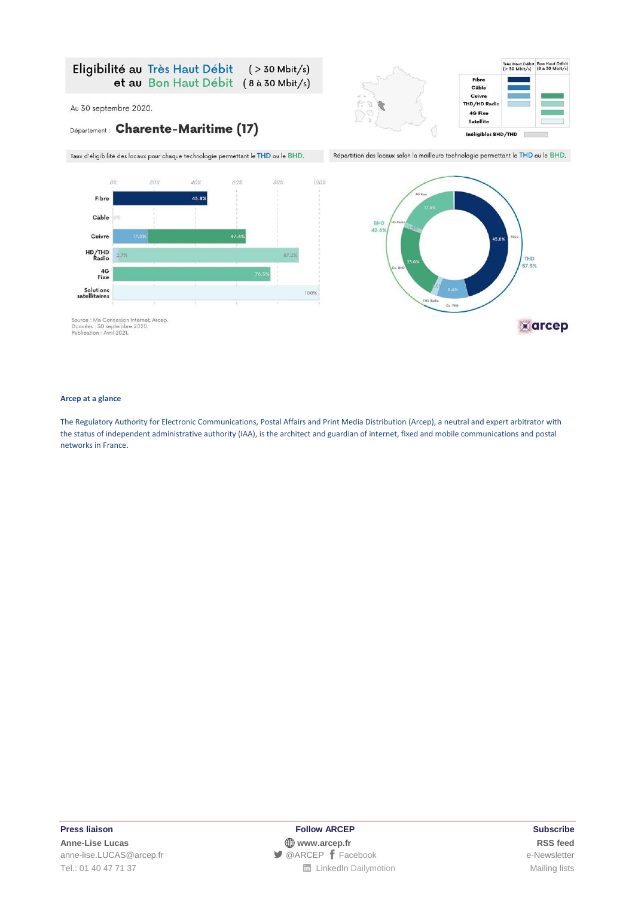Eligibilité au Très Haut Débit ( > 30 Mbit/s)
et au Bon Haut Débit ( 8 à 30 Mbit/s)

Au 30 septembre 2020.

Département : **Charente-Maritime (17)**

Très Haut Débit (> 30 Mbit/s)
Bon Haut Débit (8 à 30 Mbit/s)
Fibre
Câble
Cuivre
THD/HD Radio
4G Fixe
Satellite
Inéligibles BHD/THD

Taux d'éligibilité des locaux pour chaque technologie permettant le THD ou le BHD.

0% 20% 40% 60% 80% 100%
Fibre 45.8%
Câble 0%
Cuivre 17.0% 47.4%
HD/THD Radio 2.7% 87.2%
4G Fixe 76.3%
Solutions satellitaires 100%

Répartition des locaux selon la meilleure technologie permettant le THD ou le BHD.

4G Fixe 17.8%
HD Radio 1.8%
BHD 42.6%
Cu. BHD 23.0%
Fibre 45.8%
THD 57.3%
THD Radio 2.0%
Cu. THD 9.6%

Source : Ma Connexion Internet, Arcep.
Données : 30 septembre 2020.
Publication : Avril 2021.

arcep

**Arcep at a glance**

The Regulatory Authority for Electronic Communications, Postal Affairs and Print Media Distribution (Arcep), a neutral and expert arbitrator with the status of independent administrative authority (IAA), is the architect and guardian of internet, fixed and mobile communications and postal networks in France.

**Press liaison**
**Anne-Lise Lucas**
anne-lise.LUCAS@arcep.fr
Tel.: 01 40 47 71 37

**Follow ARCEP**
**www.arcep.fr**
@ARCEP Facebook
LinkedIn Dailymotion

**Subscribe**
**RSS feed**
e-Newsletter
Mailing lists